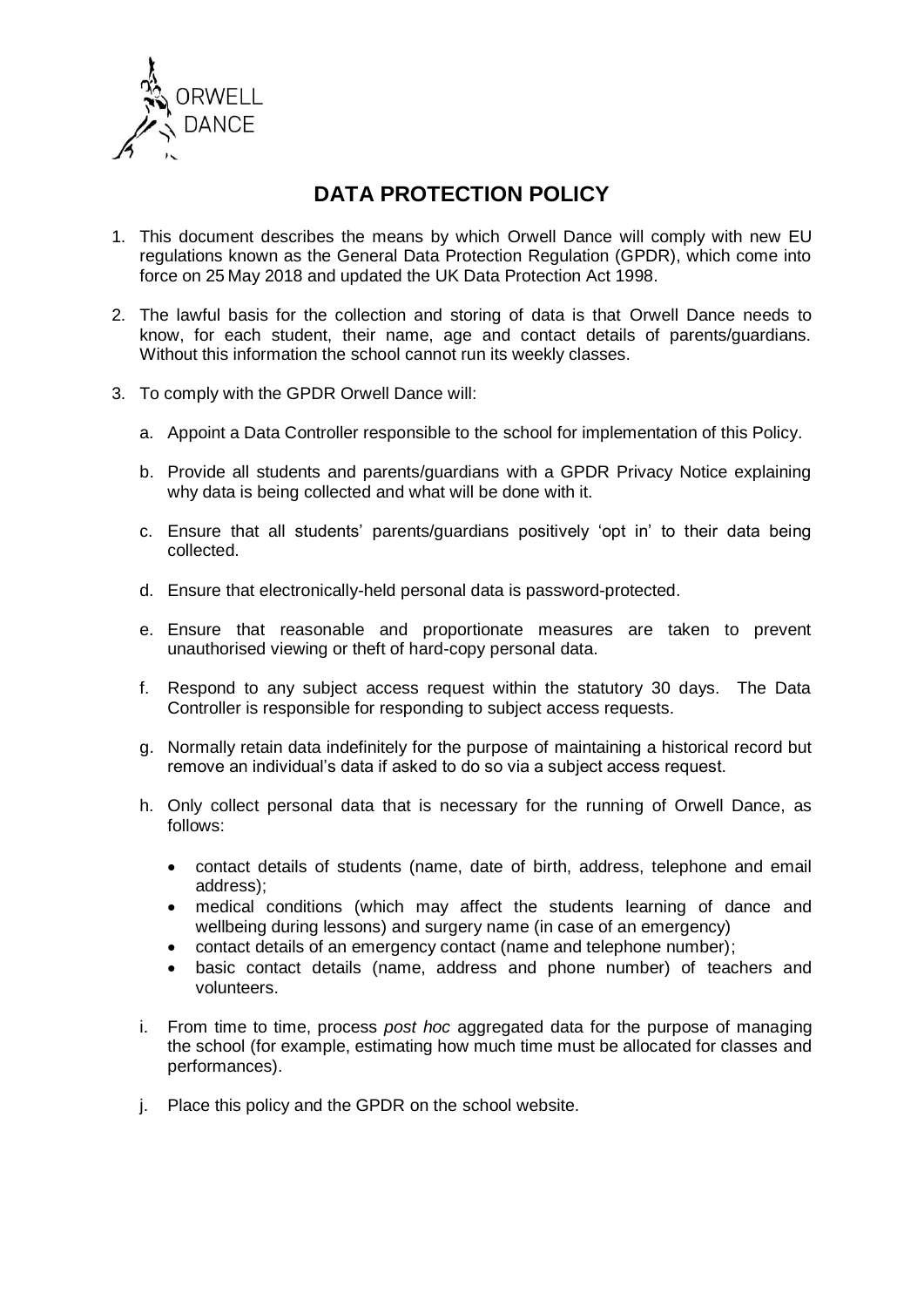ORWELL DANCE

# DATA PROTECTION POLICY

1. This document describes the means by which Orwell Dance will comply with new EU regulations known as the General Data Protection Regulation (GPDR), which come into force on 25 May 2018 and updated the UK Data Protection Act 1998.

2. The lawful basis for the collection and storing of data is that Orwell Dance needs to know, for each student, their name, age and contact details of parents/guardians. Without this information the school cannot run its weekly classes.

3. To comply with the GPDR Orwell Dance will:

   a. Appoint a Data Controller responsible to the school for implementation of this Policy.

   b. Provide all students and parents/guardians with a GPDR Privacy Notice explaining why data is being collected and what will be done with it.

   c. Ensure that all students' parents/guardians positively 'opt in' to their data being collected.

   d. Ensure that electronically-held personal data is password-protected.

   e. Ensure that reasonable and proportionate measures are taken to prevent unauthorised viewing or theft of hard-copy personal data.

   f. Respond to any subject access request within the statutory 30 days. The Data Controller is responsible for responding to subject access requests.

   g. Normally retain data indefinitely for the purpose of maintaining a historical record but remove an individual's data if asked to do so via a subject access request.

   h. Only collect personal data that is necessary for the running of Orwell Dance, as follows:

      - contact details of students (name, date of birth, address, telephone and email address);
      - medical conditions (which may affect the students learning of dance and wellbeing during lessons) and surgery name (in case of an emergency)
      - contact details of an emergency contact (name and telephone number);
      - basic contact details (name, address and phone number) of teachers and volunteers.

   i. From time to time, process *post hoc* aggregated data for the purpose of managing the school (for example, estimating how much time must be allocated for classes and performances).

   j. Place this policy and the GPDR on the school website.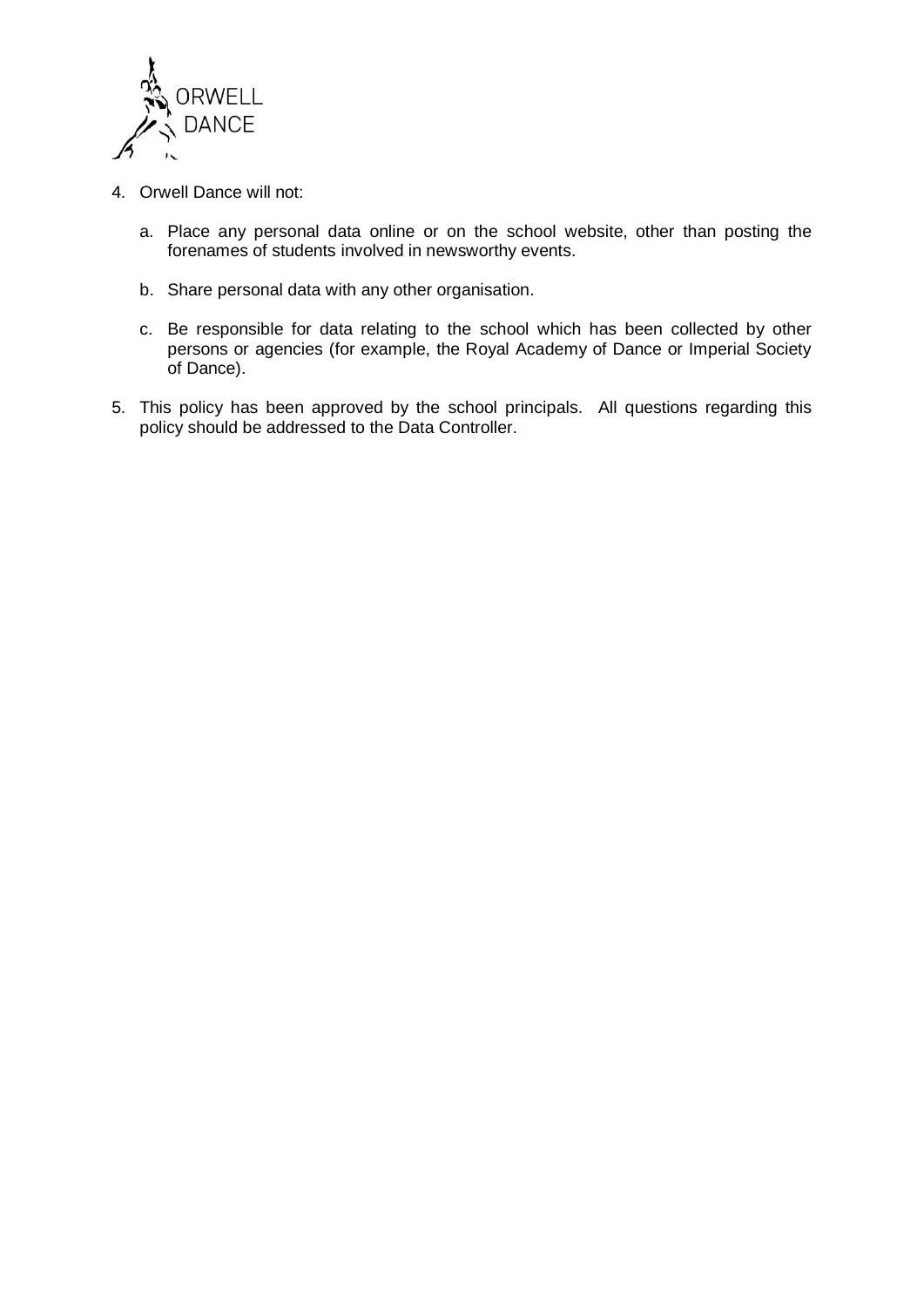4. Orwell Dance will not:

   a. Place any personal data online or on the school website, other than posting the forenames of students involved in newsworthy events.

   b. Share personal data with any other organisation.

   c. Be responsible for data relating to the school which has been collected by other persons or agencies (for example, the Royal Academy of Dance or Imperial Society of Dance).

5. This policy has been approved by the school principals. All questions regarding this policy should be addressed to the Data Controller.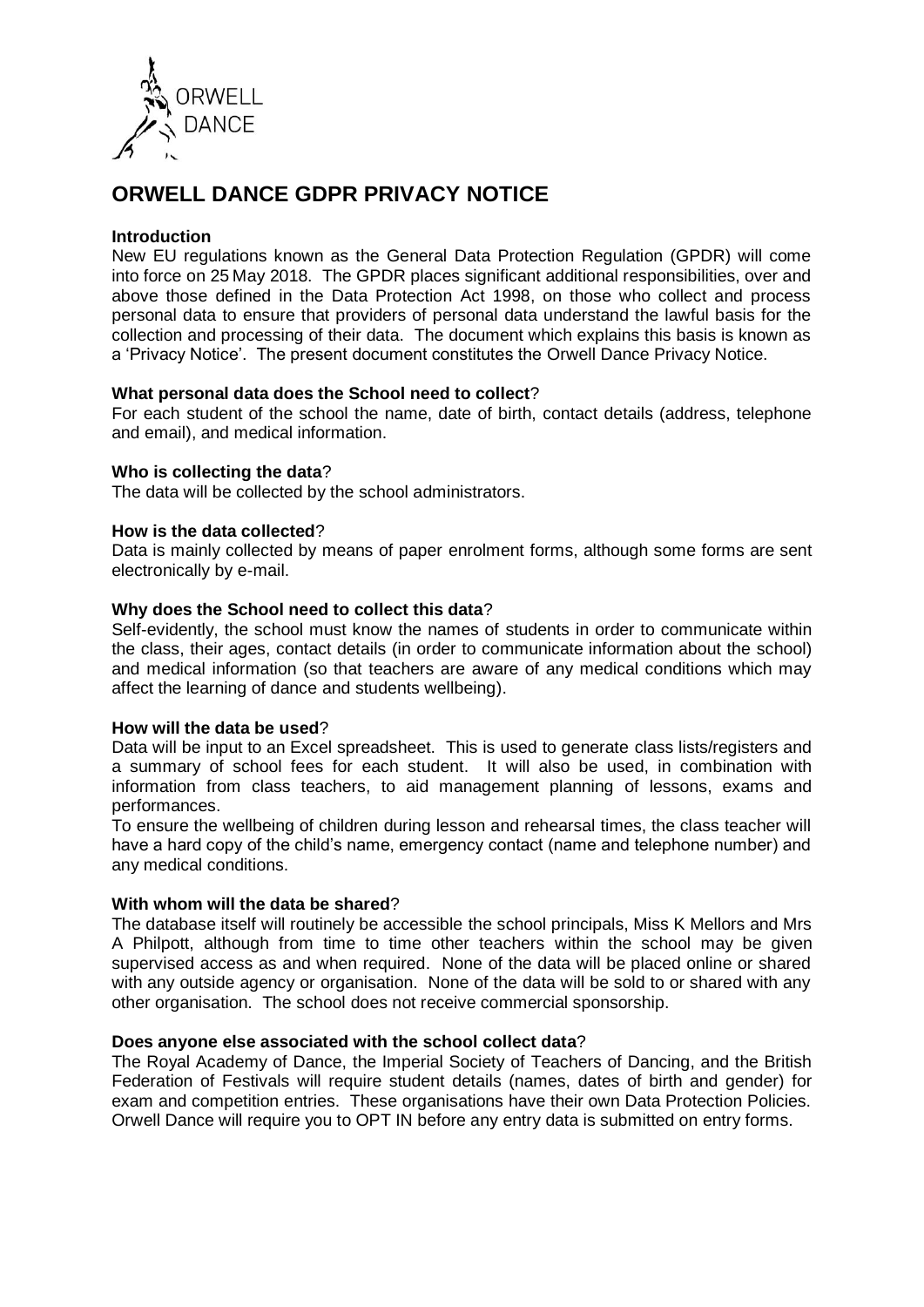ORWELL DANCE

# ORWELL DANCE GDPR PRIVACY NOTICE

**Introduction**

New EU regulations known as the General Data Protection Regulation (GPDR) will come into force on 25 May 2018. The GPDR places significant additional responsibilities, over and above those defined in the Data Protection Act 1998, on those who collect and process personal data to ensure that providers of personal data understand the lawful basis for the collection and processing of their data. The document which explains this basis is known as a 'Privacy Notice'. The present document constitutes the Orwell Dance Privacy Notice.

**What personal data does the School need to collect**?

For each student of the school the name, date of birth, contact details (address, telephone and email), and medical information.

**Who is collecting the data**?

The data will be collected by the school administrators.

**How is the data collected**?

Data is mainly collected by means of paper enrolment forms, although some forms are sent electronically by e-mail.

**Why does the School need to collect this data**?

Self-evidently, the school must know the names of students in order to communicate within the class, their ages, contact details (in order to communicate information about the school) and medical information (so that teachers are aware of any medical conditions which may affect the learning of dance and students wellbeing).

**How will the data be used**?

Data will be input to an Excel spreadsheet. This is used to generate class lists/registers and a summary of school fees for each student. It will also be used, in combination with information from class teachers, to aid management planning of lessons, exams and performances.

To ensure the wellbeing of children during lesson and rehearsal times, the class teacher will have a hard copy of the child's name, emergency contact (name and telephone number) and any medical conditions.

**With whom will the data be shared**?

The database itself will routinely be accessible the school principals, Miss K Mellors and Mrs A Philpott, although from time to time other teachers within the school may be given supervised access as and when required. None of the data will be placed online or shared with any outside agency or organisation. None of the data will be sold to or shared with any other organisation. The school does not receive commercial sponsorship.

**Does anyone else associated with the school collect data**?

The Royal Academy of Dance, the Imperial Society of Teachers of Dancing, and the British Federation of Festivals will require student details (names, dates of birth and gender) for exam and competition entries. These organisations have their own Data Protection Policies. Orwell Dance will require you to OPT IN before any entry data is submitted on entry forms.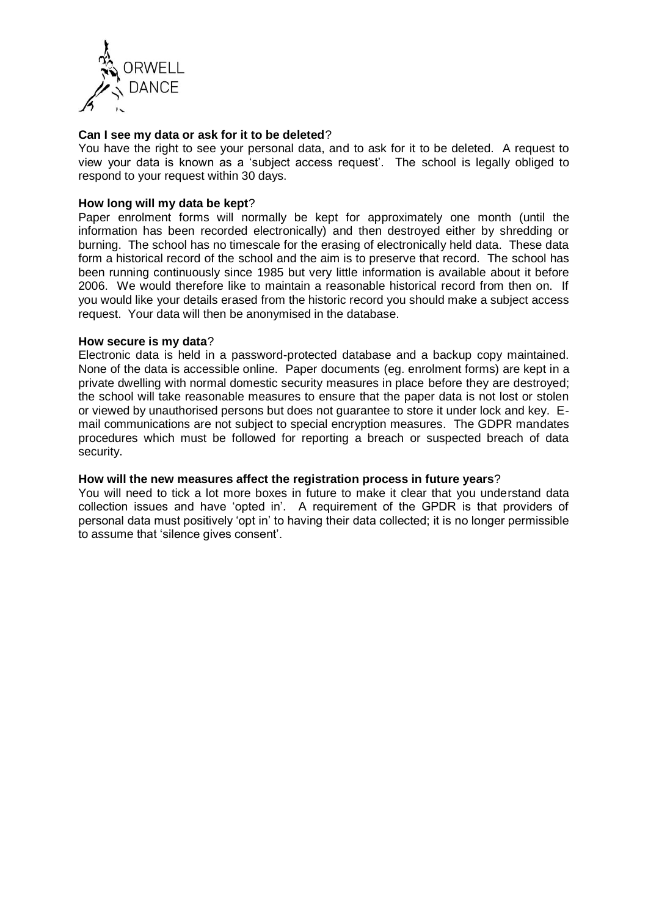**Can I see my data or ask for it to be deleted**?
You have the right to see your personal data, and to ask for it to be deleted. A request to view your data is known as a 'subject access request'. The school is legally obliged to respond to your request within 30 days.

**How long will my data be kept**?
Paper enrolment forms will normally be kept for approximately one month (until the information has been recorded electronically) and then destroyed either by shredding or burning. The school has no timescale for the erasing of electronically held data. These data form a historical record of the school and the aim is to preserve that record. The school has been running continuously since 1985 but very little information is available about it before 2006. We would therefore like to maintain a reasonable historical record from then on. If you would like your details erased from the historic record you should make a subject access request. Your data will then be anonymised in the database.

**How secure is my data**?
Electronic data is held in a password-protected database and a backup copy maintained. None of the data is accessible online. Paper documents (eg. enrolment forms) are kept in a private dwelling with normal domestic security measures in place before they are destroyed; the school will take reasonable measures to ensure that the paper data is not lost or stolen or viewed by unauthorised persons but does not guarantee to store it under lock and key. E-mail communications are not subject to special encryption measures. The GDPR mandates procedures which must be followed for reporting a breach or suspected breach of data security.

**How will the new measures affect the registration process in future years**?
You will need to tick a lot more boxes in future to make it clear that you understand data collection issues and have 'opted in'. A requirement of the GPDR is that providers of personal data must positively 'opt in' to having their data collected; it is no longer permissible to assume that 'silence gives consent'.